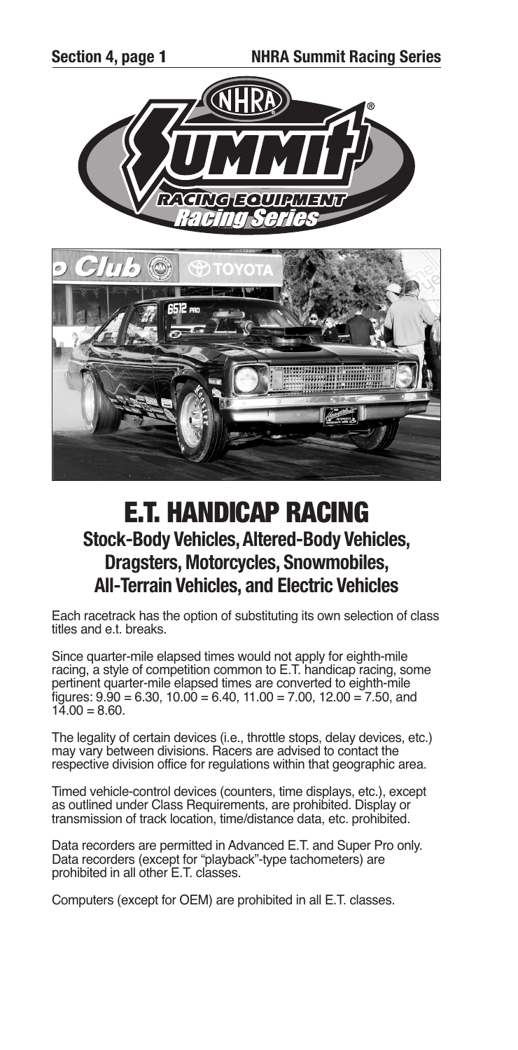# E.T. HANDICAP RACING

## Stock-Body Vehicles, Altered-Body Vehicles, Dragsters, Motorcycles, Snowmobiles, All-Terrain Vehicles, and Electric Vehicles

Each racetrack has the option of substituting its own selection of class titles and e.t. breaks.

Since quarter-mile elapsed times would not apply for eighth-mile racing, a style of competition common to E.T. handicap racing, some pertinent quarter-mile elapsed times are converted to eighth-mile figures: 9.90 = 6.30, 10.00 = 6.40, 11.00 = 7.00, 12.00 = 7.50, and 14.00 = 8.60.

The legality of certain devices (i.e., throttle stops, delay devices, etc.) may vary between divisions. Racers are advised to contact the respective division office for regulations within that geographic area.

Timed vehicle-control devices (counters, time displays, etc.), except as outlined under Class Requirements, are prohibited. Display or transmission of track location, time/distance data, etc. prohibited.

Data recorders are permitted in Advanced E.T. and Super Pro only. Data recorders (except for "playback"-type tachometers) are prohibited in all other E.T. classes.

Computers (except for OEM) are prohibited in all E.T. classes.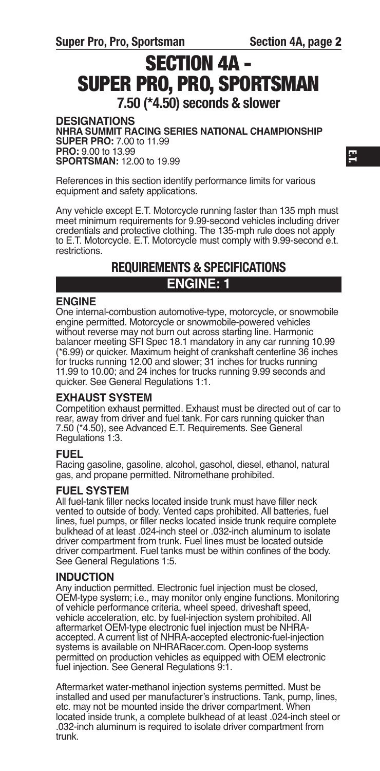# SECTION 4A - SUPER PRO, PRO, SPORTSMAN

**7.50 (*4.50) seconds & slower**

**DESIGNATIONS**

**NHRA SUMMIT RACING SERIES NATIONAL CHAMPIONSHIP**
**SUPER PRO:** 7.00 to 11.99
**PRO:** 9.00 to 13.99
**SPORTSMAN:** 12.00 to 19.99

References in this section identify performance limits for various equipment and safety applications.

Any vehicle except E.T. Motorcycle running faster than 135 mph must meet minimum requirements for 9.99-second vehicles including driver credentials and protective clothing. The 135-mph rule does not apply to E.T. Motorcycle. E.T. Motorcycle must comply with 9.99-second e.t. restrictions.

## REQUIREMENTS & SPECIFICATIONS

## ENGINE: 1

### ENGINE

One internal-combustion automotive-type, motorcycle, or snowmobile engine permitted. Motorcycle or snowmobile-powered vehicles without reverse may not burn out across starting line. Harmonic balancer meeting SFI Spec 18.1 mandatory in any car running 10.99 (*6.99) or quicker. Maximum height of crankshaft centerline 36 inches for trucks running 12.00 and slower; 31 inches for trucks running 11.99 to 10.00; and 24 inches for trucks running 9.99 seconds and quicker. See General Regulations 1:1.

### EXHAUST SYSTEM

Competition exhaust permitted. Exhaust must be directed out of car to rear, away from driver and fuel tank. For cars running quicker than 7.50 (*4.50), see Advanced E.T. Requirements. See General Regulations 1:3.

### FUEL

Racing gasoline, gasoline, alcohol, gasohol, diesel, ethanol, natural gas, and propane permitted. Nitromethane prohibited.

### FUEL SYSTEM

All fuel-tank filler necks located inside trunk must have filler neck vented to outside of body. Vented caps prohibited. All batteries, fuel lines, fuel pumps, or filler necks located inside trunk require complete bulkhead of at least .024-inch steel or .032-inch aluminum to isolate driver compartment from trunk. Fuel lines must be located outside driver compartment. Fuel tanks must be within confines of the body. See General Regulations 1:5.

### INDUCTION

Any induction permitted. Electronic fuel injection must be closed, OEM-type system; i.e., may monitor only engine functions. Monitoring of vehicle performance criteria, wheel speed, driveshaft speed, vehicle acceleration, etc. by fuel-injection system prohibited. All aftermarket OEM-type electronic fuel injection must be NHRA-accepted. A current list of NHRA-accepted electronic-fuel-injection systems is available on NHRARacer.com. Open-loop systems permitted on production vehicles as equipped with OEM electronic fuel injection. See General Regulations 9:1.

Aftermarket water-methanol injection systems permitted. Must be installed and used per manufacturer's instructions. Tank, pump, lines, etc. may not be mounted inside the driver compartment. When located inside trunk, a complete bulkhead of at least .024-inch steel or .032-inch aluminum is required to isolate driver compartment from trunk.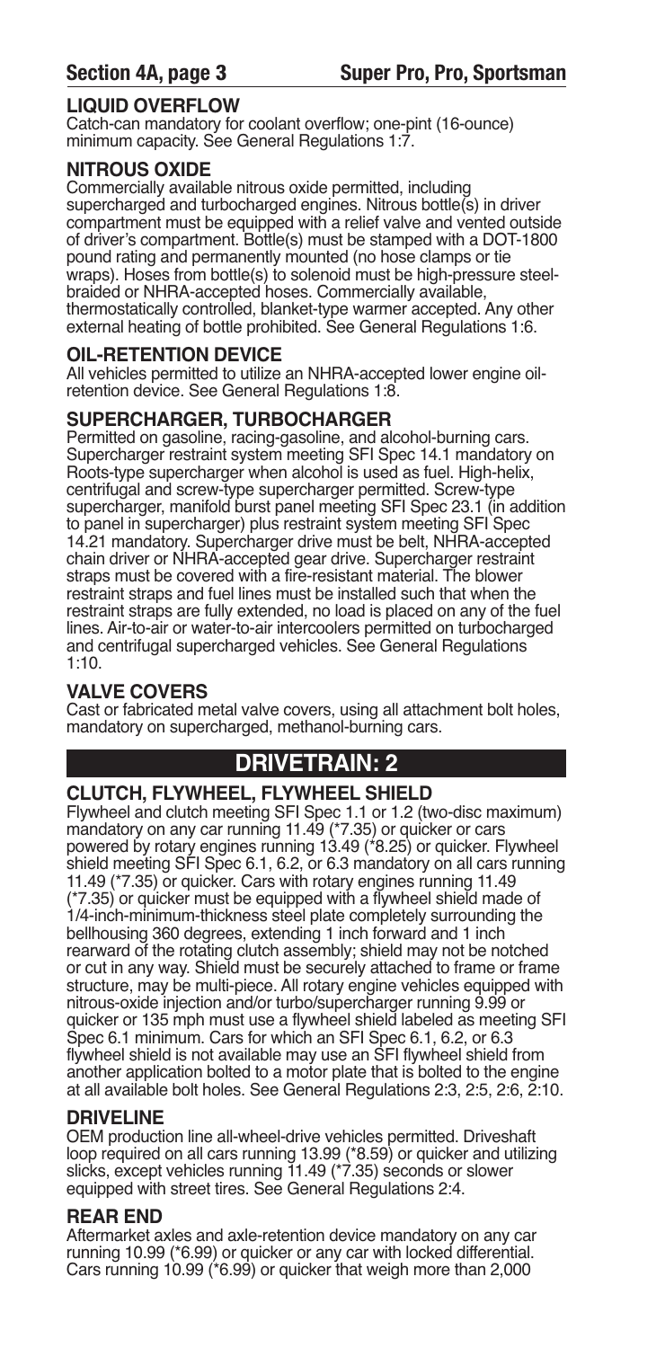## LIQUID OVERFLOW

Catch-can mandatory for coolant overflow; one-pint (16-ounce) minimum capacity. See General Regulations 1:7.

## NITROUS OXIDE

Commercially available nitrous oxide permitted, including supercharged and turbocharged engines. Nitrous bottle(s) in driver compartment must be equipped with a relief valve and vented outside of driver's compartment. Bottle(s) must be stamped with a DOT-1800 pound rating and permanently mounted (no hose clamps or tie wraps). Hoses from bottle(s) to solenoid must be high-pressure steel-braided or NHRA-accepted hoses. Commercially available, thermostatically controlled, blanket-type warmer accepted. Any other external heating of bottle prohibited. See General Regulations 1:6.

## OIL-RETENTION DEVICE

All vehicles permitted to utilize an NHRA-accepted lower engine oil-retention device. See General Regulations 1:8.

## SUPERCHARGER, TURBOCHARGER

Permitted on gasoline, racing-gasoline, and alcohol-burning cars. Supercharger restraint system meeting SFI Spec 14.1 mandatory on Roots-type supercharger when alcohol is used as fuel. High-helix, centrifugal and screw-type supercharger permitted. Screw-type supercharger, manifold burst panel meeting SFI Spec 23.1 (in addition to panel in supercharger) plus restraint system meeting SFI Spec 14.21 mandatory. Supercharger drive must be belt, NHRA-accepted chain driver or NHRA-accepted gear drive. Supercharger restraint straps must be covered with a fire-resistant material. The blower restraint straps and fuel lines must be installed such that when the restraint straps are fully extended, no load is placed on any of the fuel lines. Air-to-air or water-to-air intercoolers permitted on turbocharged and centrifugal supercharged vehicles. See General Regulations 1:10.

## VALVE COVERS

Cast or fabricated metal valve covers, using all attachment bolt holes, mandatory on supercharged, methanol-burning cars.

# DRIVETRAIN: 2

## CLUTCH, FLYWHEEL, FLYWHEEL SHIELD

Flywheel and clutch meeting SFI Spec 1.1 or 1.2 (two-disc maximum) mandatory on any car running 11.49 (*7.35) or quicker or cars powered by rotary engines running 13.49 (*8.25) or quicker. Flywheel shield meeting SFI Spec 6.1, 6.2, or 6.3 mandatory on all cars running 11.49 (*7.35) or quicker. Cars with rotary engines running 11.49 (*7.35) or quicker must be equipped with a flywheel shield made of 1/4-inch-minimum-thickness steel plate completely surrounding the bellhousing 360 degrees, extending 1 inch forward and 1 inch rearward of the rotating clutch assembly; shield may not be notched or cut in any way. Shield must be securely attached to frame or frame structure, may be multi-piece. All rotary engine vehicles equipped with nitrous-oxide injection and/or turbo/supercharger running 9.99 or quicker or 135 mph must use a flywheel shield labeled as meeting SFI Spec 6.1 minimum. Cars for which an SFI Spec 6.1, 6.2, or 6.3 flywheel shield is not available may use an SFI flywheel shield from another application bolted to a motor plate that is bolted to the engine at all available bolt holes. See General Regulations 2:3, 2:5, 2:6, 2:10.

## DRIVELINE

OEM production line all-wheel-drive vehicles permitted. Driveshaft loop required on all cars running 13.99 (*8.59) or quicker and utilizing slicks, except vehicles running 11.49 (*7.35) seconds or slower equipped with street tires. See General Regulations 2:4.

## REAR END

Aftermarket axles and axle-retention device mandatory on any car running 10.99 (*6.99) or quicker or any car with locked differential. Cars running 10.99 (*6.99) or quicker that weigh more than 2,000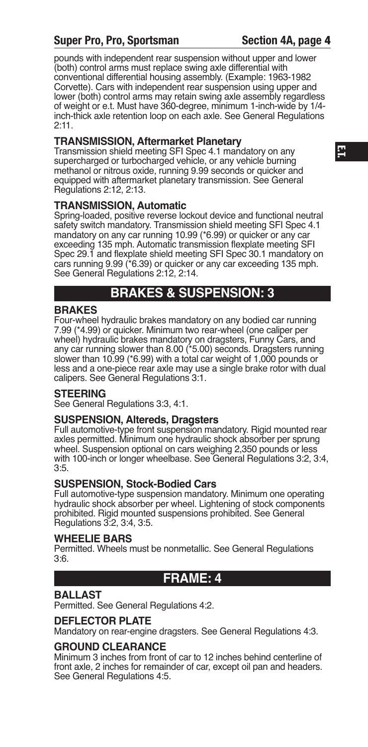pounds with independent rear suspension without upper and lower (both) control arms must replace swing axle differential with conventional differential housing assembly. (Example: 1963-1982 Corvette). Cars with independent rear suspension using upper and lower (both) control arms may retain swing axle assembly regardless of weight or e.t. Must have 360-degree, minimum 1-inch-wide by 1/4-inch-thick axle retention loop on each axle. See General Regulations 2:11.

### TRANSMISSION, Aftermarket Planetary

Transmission shield meeting SFI Spec 4.1 mandatory on any supercharged or turbocharged vehicle, or any vehicle burning methanol or nitrous oxide, running 9.99 seconds or quicker and equipped with aftermarket planetary transmission. See General Regulations 2:12, 2:13.

### TRANSMISSION, Automatic

Spring-loaded, positive reverse lockout device and functional neutral safety switch mandatory. Transmission shield meeting SFI Spec 4.1 mandatory on any car running 10.99 (*6.99) or quicker or any car exceeding 135 mph. Automatic transmission flexplate meeting SFI Spec 29.1 and flexplate shield meeting SFI Spec 30.1 mandatory on cars running 9.99 (*6.39) or quicker or any car exceeding 135 mph. See General Regulations 2:12, 2:14.

## BRAKES & SUSPENSION: 3

### BRAKES

Four-wheel hydraulic brakes mandatory on any bodied car running 7.99 (*4.99) or quicker. Minimum two rear-wheel (one caliper per wheel) hydraulic brakes mandatory on dragsters, Funny Cars, and any car running slower than 8.00 (*5.00) seconds. Dragsters running slower than 10.99 (*6.99) with a total car weight of 1,000 pounds or less and a one-piece rear axle may use a single brake rotor with dual calipers. See General Regulations 3:1.

### STEERING

See General Regulations 3:3, 4:1.

### SUSPENSION, Altereds, Dragsters

Full automotive-type front suspension mandatory. Rigid mounted rear axles permitted. Minimum one hydraulic shock absorber per sprung wheel. Suspension optional on cars weighing 2,350 pounds or less with 100-inch or longer wheelbase. See General Regulations 3:2, 3:4, 3:5.

### SUSPENSION, Stock-Bodied Cars

Full automotive-type suspension mandatory. Minimum one operating hydraulic shock absorber per wheel. Lightening of stock components prohibited. Rigid mounted suspensions prohibited. See General Regulations 3:2, 3:4, 3:5.

### WHEELIE BARS

Permitted. Wheels must be nonmetallic. See General Regulations 3:6.

## FRAME: 4

### BALLAST

Permitted. See General Regulations 4:2.

### DEFLECTOR PLATE

Mandatory on rear-engine dragsters. See General Regulations 4:3.

### GROUND CLEARANCE

Minimum 3 inches from front of car to 12 inches behind centerline of front axle, 2 inches for remainder of car, except oil pan and headers. See General Regulations 4:5.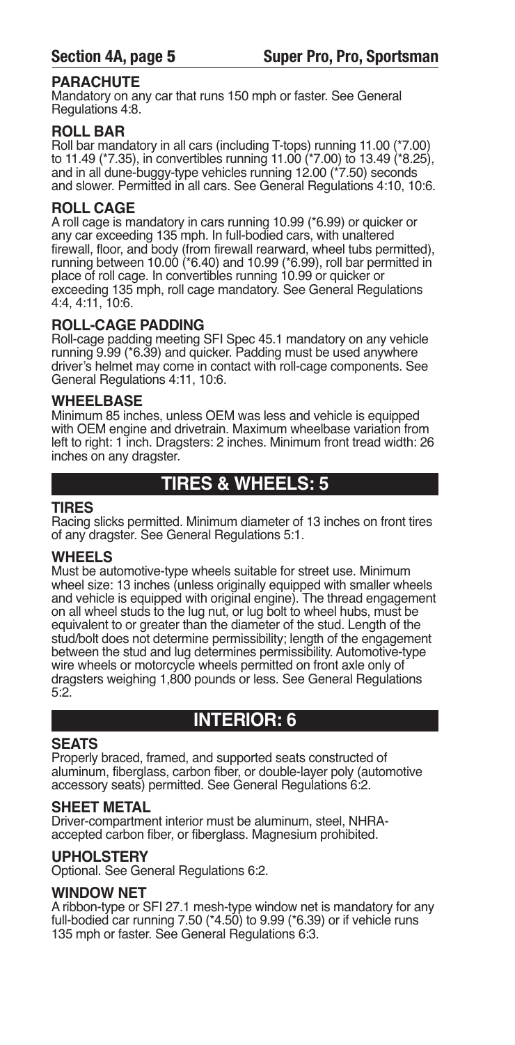### PARACHUTE

Mandatory on any car that runs 150 mph or faster. See General Regulations 4:8.

### ROLL BAR

Roll bar mandatory in all cars (including T-tops) running 11.00 (*7.00) to 11.49 (*7.35), in convertibles running 11.00 (*7.00) to 13.49 (*8.25), and in all dune-buggy-type vehicles running 12.00 (*7.50) seconds and slower. Permitted in all cars. See General Regulations 4:10, 10:6.

### ROLL CAGE

A roll cage is mandatory in cars running 10.99 (*6.99) or quicker or any car exceeding 135 mph. In full-bodied cars, with unaltered firewall, floor, and body (from firewall rearward, wheel tubs permitted), running between 10.00 (*6.40) and 10.99 (*6.99), roll bar permitted in place of roll cage. In convertibles running 10.99 or quicker or exceeding 135 mph, roll cage mandatory. See General Regulations 4:4, 4:11, 10:6.

### ROLL-CAGE PADDING

Roll-cage padding meeting SFI Spec 45.1 mandatory on any vehicle running 9.99 (*6.39) and quicker. Padding must be used anywhere driver's helmet may come in contact with roll-cage components. See General Regulations 4:11, 10:6.

### WHEELBASE

Minimum 85 inches, unless OEM was less and vehicle is equipped with OEM engine and drivetrain. Maximum wheelbase variation from left to right: 1 inch. Dragsters: 2 inches. Minimum front tread width: 26 inches on any dragster.

## TIRES & WHEELS: 5

### TIRES

Racing slicks permitted. Minimum diameter of 13 inches on front tires of any dragster. See General Regulations 5:1.

### WHEELS

Must be automotive-type wheels suitable for street use. Minimum wheel size: 13 inches (unless originally equipped with smaller wheels and vehicle is equipped with original engine). The thread engagement on all wheel studs to the lug nut, or lug bolt to wheel hubs, must be equivalent to or greater than the diameter of the stud. Length of the stud/bolt does not determine permissibility; length of the engagement between the stud and lug determines permissibility. Automotive-type wire wheels or motorcycle wheels permitted on front axle only of dragsters weighing 1,800 pounds or less. See General Regulations 5:2.

## INTERIOR: 6

### SEATS

Properly braced, framed, and supported seats constructed of aluminum, fiberglass, carbon fiber, or double-layer poly (automotive accessory seats) permitted. See General Regulations 6:2.

### SHEET METAL

Driver-compartment interior must be aluminum, steel, NHRA-accepted carbon fiber, or fiberglass. Magnesium prohibited.

### UPHOLSTERY

Optional. See General Regulations 6:2.

### WINDOW NET

A ribbon-type or SFI 27.1 mesh-type window net is mandatory for any full-bodied car running 7.50 (*4.50) to 9.99 (*6.39) or if vehicle runs 135 mph or faster. See General Regulations 6:3.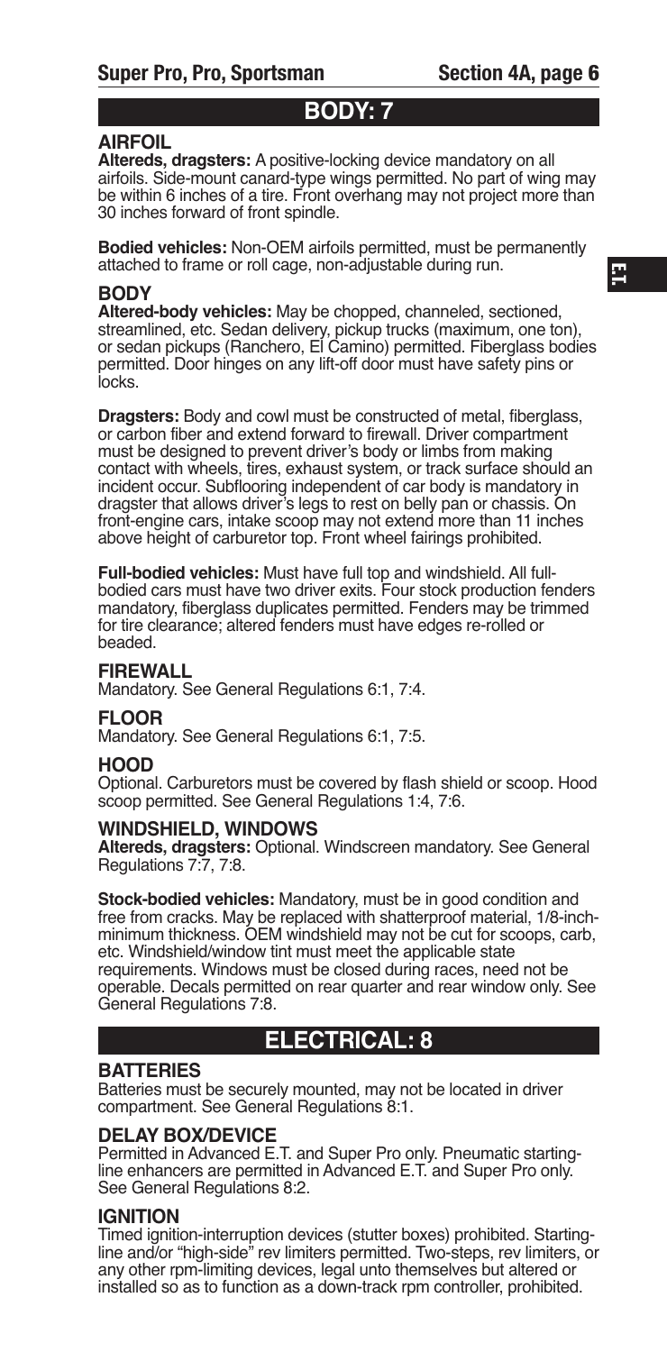## BODY: 7

### AIRFOIL

**Altereds, dragsters:** A positive-locking device mandatory on all airfoils. Side-mount canard-type wings permitted. No part of wing may be within 6 inches of a tire. Front overhang may not project more than 30 inches forward of front spindle.

**Bodied vehicles:** Non-OEM airfoils permitted, must be permanently attached to frame or roll cage, non-adjustable during run.

### BODY

**Altered-body vehicles:** May be chopped, channeled, sectioned, streamlined, etc. Sedan delivery, pickup trucks (maximum, one ton), or sedan pickups (Ranchero, El Camino) permitted. Fiberglass bodies permitted. Door hinges on any lift-off door must have safety pins or locks.

**Dragsters:** Body and cowl must be constructed of metal, fiberglass, or carbon fiber and extend forward to firewall. Driver compartment must be designed to prevent driver's body or limbs from making contact with wheels, tires, exhaust system, or track surface should an incident occur. Subflooring independent of car body is mandatory in dragster that allows driver's legs to rest on belly pan or chassis. On front-engine cars, intake scoop may not extend more than 11 inches above height of carburetor top. Front wheel fairings prohibited.

**Full-bodied vehicles:** Must have full top and windshield. All full-bodied cars must have two driver exits. Four stock production fenders mandatory, fiberglass duplicates permitted. Fenders may be trimmed for tire clearance; altered fenders must have edges re-rolled or beaded.

### FIREWALL

Mandatory. See General Regulations 6:1, 7:4.

### FLOOR

Mandatory. See General Regulations 6:1, 7:5.

### HOOD

Optional. Carburetors must be covered by flash shield or scoop. Hood scoop permitted. See General Regulations 1:4, 7:6.

### WINDSHIELD, WINDOWS

**Altereds, dragsters:** Optional. Windscreen mandatory. See General Regulations 7:7, 7:8.

**Stock-bodied vehicles:** Mandatory, must be in good condition and free from cracks. May be replaced with shatterproof material, 1/8-inch-minimum thickness. OEM windshield may not be cut for scoops, carb, etc. Windshield/window tint must meet the applicable state requirements. Windows must be closed during races, need not be operable. Decals permitted on rear quarter and rear window only. See General Regulations 7:8.

## ELECTRICAL: 8

### BATTERIES

Batteries must be securely mounted, may not be located in driver compartment. See General Regulations 8:1.

### DELAY BOX/DEVICE

Permitted in Advanced E.T. and Super Pro only. Pneumatic starting-line enhancers are permitted in Advanced E.T. and Super Pro only. See General Regulations 8:2.

### IGNITION

Timed ignition-interruption devices (stutter boxes) prohibited. Starting-line and/or "high-side" rev limiters permitted. Two-steps, rev limiters, or any other rpm-limiting devices, legal unto themselves but altered or installed so as to function as a down-track rpm controller, prohibited.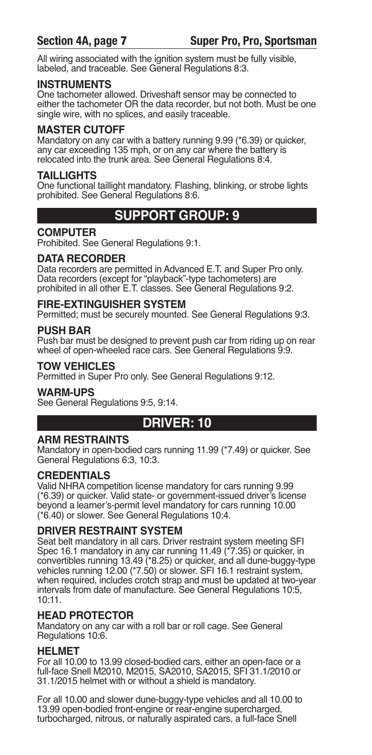All wiring associated with the ignition system must be fully visible, labeled, and traceable. See General Regulations 8:3.

### INSTRUMENTS

One tachometer allowed. Driveshaft sensor may be connected to either the tachometer OR the data recorder, but not both. Must be one single wire, with no splices, and easily traceable.

### MASTER CUTOFF

Mandatory on any car with a battery running 9.99 (*6.39) or quicker, any car exceeding 135 mph, or on any car where the battery is relocated into the trunk area. See General Regulations 8:4.

### TAILLIGHTS

One functional taillight mandatory. Flashing, blinking, or strobe lights prohibited. See General Regulations 8:6.

## SUPPORT GROUP: 9

### COMPUTER

Prohibited. See General Regulations 9:1.

### DATA RECORDER

Data recorders are permitted in Advanced E.T. and Super Pro only. Data recorders (except for "playback"-type tachometers) are prohibited in all other E.T. classes. See General Regulations 9:2.

### FIRE-EXTINGUISHER SYSTEM

Permitted; must be securely mounted. See General Regulations 9:3.

### PUSH BAR

Push bar must be designed to prevent push car from riding up on rear wheel of open-wheeled race cars. See General Regulations 9:9.

### TOW VEHICLES

Permitted in Super Pro only. See General Regulations 9:12.

### WARM-UPS

See General Regulations 9:5, 9:14.

## DRIVER: 10

### ARM RESTRAINTS

Mandatory in open-bodied cars running 11.99 (*7.49) or quicker. See General Regulations 6:3, 10:3.

### CREDENTIALS

Valid NHRA competition license mandatory for cars running 9.99 (*6.39) or quicker. Valid state- or government-issued driver's license beyond a learner's-permit level mandatory for cars running 10.00 (*6.40) or slower. See General Regulations 10:4.

### DRIVER RESTRAINT SYSTEM

Seat belt mandatory in all cars. Driver restraint system meeting SFI Spec 16.1 mandatory in any car running 11.49 (*7.35) or quicker, in convertibles running 13.49 (*8.25) or quicker, and all dune-buggy-type vehicles running 12.00 (*7.50) or slower. SFI 16.1 restraint system, when required, includes crotch strap and must be updated at two-year intervals from date of manufacture. See General Regulations 10:5, 10:11.

### HEAD PROTECTOR

Mandatory on any car with a roll bar or roll cage. See General Regulations 10:6.

### HELMET

For all 10.00 to 13.99 closed-bodied cars, either an open-face or a full-face Snell M2010, M2015, SA2010, SA2015, SFI 31.1/2010 or 31.1/2015 helmet with or without a shield is mandatory.

For all 10.00 and slower dune-buggy-type vehicles and all 10.00 to 13.99 open-bodied front-engine or rear-engine supercharged, turbocharged, nitrous, or naturally aspirated cars, a full-face Snell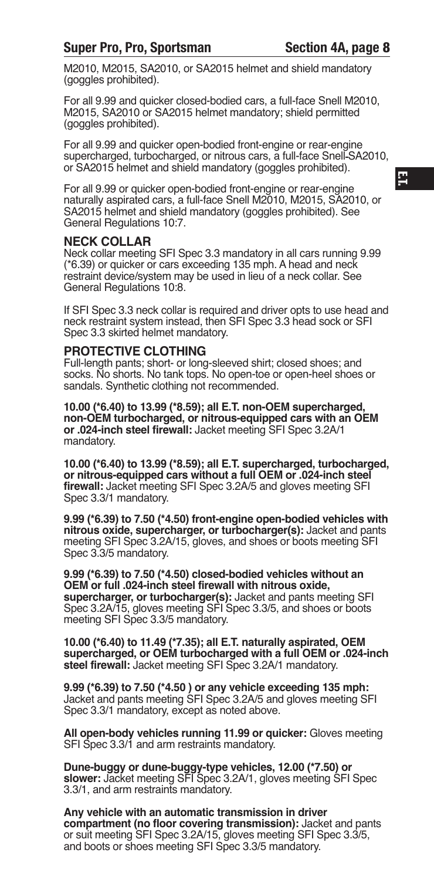M2010, M2015, SA2010, or SA2015 helmet and shield mandatory (goggles prohibited).

For all 9.99 and quicker closed-bodied cars, a full-face Snell M2010, M2015, SA2010 or SA2015 helmet mandatory; shield permitted (goggles prohibited).

For all 9.99 and quicker open-bodied front-engine or rear-engine supercharged, turbocharged, or nitrous cars, a full-face Snell-SA2010, or SA2015 helmet and shield mandatory (goggles prohibited).

For all 9.99 or quicker open-bodied front-engine or rear-engine naturally aspirated cars, a full-face Snell M2010, M2015, SA2010, or SA2015 helmet and shield mandatory (goggles prohibited). See General Regulations 10:7.

## NECK COLLAR

Neck collar meeting SFI Spec 3.3 mandatory in all cars running 9.99 (*6.39) or quicker or cars exceeding 135 mph. A head and neck restraint device/system may be used in lieu of a neck collar. See General Regulations 10:8.

If SFI Spec 3.3 neck collar is required and driver opts to use head and neck restraint system instead, then SFI Spec 3.3 head sock or SFI Spec 3.3 skirted helmet mandatory.

## PROTECTIVE CLOTHING

Full-length pants; short- or long-sleeved shirt; closed shoes; and socks. No shorts. No tank tops. No open-toe or open-heel shoes or sandals. Synthetic clothing not recommended.

**10.00 (*6.40) to 13.99 (*8.59); all E.T. non-OEM supercharged, non-OEM turbocharged, or nitrous-equipped cars with an OEM or .024-inch steel firewall:** Jacket meeting SFI Spec 3.2A/1 mandatory.

**10.00 (*6.40) to 13.99 (*8.59); all E.T. supercharged, turbocharged, or nitrous-equipped cars without a full OEM or .024-inch steel firewall:** Jacket meeting SFI Spec 3.2A/5 and gloves meeting SFI Spec 3.3/1 mandatory.

**9.99 (*6.39) to 7.50 (*4.50) front-engine open-bodied vehicles with nitrous oxide, supercharger, or turbocharger(s):** Jacket and pants meeting SFI Spec 3.2A/15, gloves, and shoes or boots meeting SFI Spec 3.3/5 mandatory.

**9.99 (*6.39) to 7.50 (*4.50) closed-bodied vehicles without an OEM or full .024-inch steel firewall with nitrous oxide, supercharger, or turbocharger(s):** Jacket and pants meeting SFI Spec 3.2A/15, gloves meeting SFI Spec 3.3/5, and shoes or boots meeting SFI Spec 3.3/5 mandatory.

**10.00 (*6.40) to 11.49 (*7.35); all E.T. naturally aspirated, OEM supercharged, or OEM turbocharged with a full OEM or .024-inch steel firewall:** Jacket meeting SFI Spec 3.2A/1 mandatory.

**9.99 (*6.39) to 7.50 (*4.50 ) or any vehicle exceeding 135 mph:** Jacket and pants meeting SFI Spec 3.2A/5 and gloves meeting SFI Spec 3.3/1 mandatory, except as noted above.

**All open-body vehicles running 11.99 or quicker:** Gloves meeting SFI Spec 3.3/1 and arm restraints mandatory.

**Dune-buggy or dune-buggy-type vehicles, 12.00 (*7.50) or slower:** Jacket meeting SFI Spec 3.2A/1, gloves meeting SFI Spec 3.3/1, and arm restraints mandatory.

**Any vehicle with an automatic transmission in driver compartment (no floor covering transmission):** Jacket and pants or suit meeting SFI Spec 3.2A/15, gloves meeting SFI Spec 3.3/5, and boots or shoes meeting SFI Spec 3.3/5 mandatory.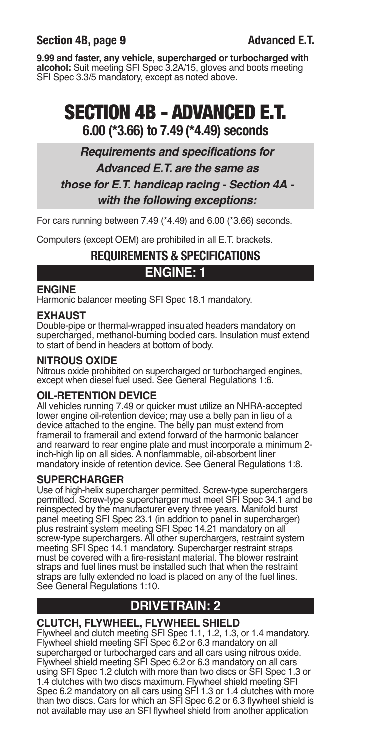**9.99 and faster, any vehicle, supercharged or turbocharged with alcohol:** Suit meeting SFI Spec 3.2A/15, gloves and boots meeting SFI Spec 3.3/5 mandatory, except as noted above.

# SECTION 4B - ADVANCED E.T.

## 6.00 (*3.66) to 7.49 (*4.49) seconds

***Requirements and specifications for Advanced E.T. are the same as those for E.T. handicap racing - Section 4A - with the following exceptions:***

For cars running between 7.49 (*4.49) and 6.00 (*3.66) seconds.

Computers (except OEM) are prohibited in all E.T. brackets.

## REQUIREMENTS & SPECIFICATIONS

## ENGINE: 1

### ENGINE

Harmonic balancer meeting SFI Spec 18.1 mandatory.

### EXHAUST

Double-pipe or thermal-wrapped insulated headers mandatory on supercharged, methanol-burning bodied cars. Insulation must extend to start of bend in headers at bottom of body.

### NITROUS OXIDE

Nitrous oxide prohibited on supercharged or turbocharged engines, except when diesel fuel used. See General Regulations 1:6.

### OIL-RETENTION DEVICE

All vehicles running 7.49 or quicker must utilize an NHRA-accepted lower engine oil-retention device; may use a belly pan in lieu of a device attached to the engine. The belly pan must extend from framerail to framerail and extend forward of the harmonic balancer and rearward to rear engine plate and must incorporate a minimum 2-inch-high lip on all sides. A nonflammable, oil-absorbent liner mandatory inside of retention device. See General Regulations 1:8.

### SUPERCHARGER

Use of high-helix supercharger permitted. Screw-type superchargers permitted. Screw-type supercharger must meet SFI Spec 34.1 and be reinspected by the manufacturer every three years. Manifold burst panel meeting SFI Spec 23.1 (in addition to panel in supercharger) plus restraint system meeting SFI Spec 14.21 mandatory on all screw-type superchargers. All other superchargers, restraint system meeting SFI Spec 14.1 mandatory. Supercharger restraint straps must be covered with a fire-resistant material. The blower restraint straps and fuel lines must be installed such that when the restraint straps are fully extended no load is placed on any of the fuel lines. See General Regulations 1:10.

## DRIVETRAIN: 2

### CLUTCH, FLYWHEEL, FLYWHEEL SHIELD

Flywheel and clutch meeting SFI Spec 1.1, 1.2, 1.3, or 1.4 mandatory. Flywheel shield meeting SFI Spec 6.2 or 6.3 mandatory on all supercharged or turbocharged cars and all cars using nitrous oxide. Flywheel shield meeting SFI Spec 6.2 or 6.3 mandatory on all cars using SFI Spec 1.2 clutch with more than two discs or SFI Spec 1.3 or 1.4 clutches with two discs maximum. Flywheel shield meeting SFI Spec 6.2 mandatory on all cars using SFI 1.3 or 1.4 clutches with more than two discs. Cars for which an SFI Spec 6.2 or 6.3 flywheel shield is not available may use an SFI flywheel shield from another application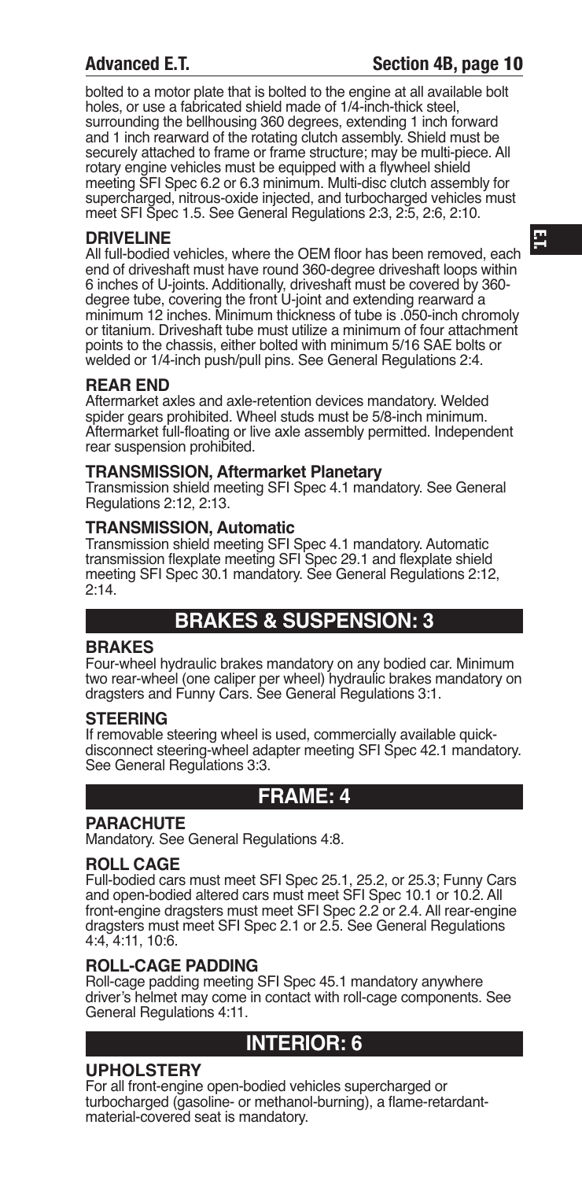bolted to a motor plate that is bolted to the engine at all available bolt holes, or use a fabricated shield made of 1/4-inch-thick steel, surrounding the bellhousing 360 degrees, extending 1 inch forward and 1 inch rearward of the rotating clutch assembly. Shield must be securely attached to frame or frame structure; may be multi-piece. All rotary engine vehicles must be equipped with a flywheel shield meeting SFI Spec 6.2 or 6.3 minimum. Multi-disc clutch assembly for supercharged, nitrous-oxide injected, and turbocharged vehicles must meet SFI Spec 1.5. See General Regulations 2:3, 2:5, 2:6, 2:10.

### DRIVELINE

All full-bodied vehicles, where the OEM floor has been removed, each end of driveshaft must have round 360-degree driveshaft loops within 6 inches of U-joints. Additionally, driveshaft must be covered by 360-degree tube, covering the front U-joint and extending rearward a minimum 12 inches. Minimum thickness of tube is .050-inch chromoly or titanium. Driveshaft tube must utilize a minimum of four attachment points to the chassis, either bolted with minimum 5/16 SAE bolts or welded or 1/4-inch push/pull pins. See General Regulations 2:4.

### REAR END

Aftermarket axles and axle-retention devices mandatory. Welded spider gears prohibited. Wheel studs must be 5/8-inch minimum. Aftermarket full-floating or live axle assembly permitted. Independent rear suspension prohibited.

### TRANSMISSION, Aftermarket Planetary

Transmission shield meeting SFI Spec 4.1 mandatory. See General Regulations 2:12, 2:13.

### TRANSMISSION, Automatic

Transmission shield meeting SFI Spec 4.1 mandatory. Automatic transmission flexplate meeting SFI Spec 29.1 and flexplate shield meeting SFI Spec 30.1 mandatory. See General Regulations 2:12, 2:14.

## BRAKES & SUSPENSION: 3

### BRAKES

Four-wheel hydraulic brakes mandatory on any bodied car. Minimum two rear-wheel (one caliper per wheel) hydraulic brakes mandatory on dragsters and Funny Cars. See General Regulations 3:1.

### STEERING

If removable steering wheel is used, commercially available quick-disconnect steering-wheel adapter meeting SFI Spec 42.1 mandatory. See General Regulations 3:3.

## FRAME: 4

### PARACHUTE

Mandatory. See General Regulations 4:8.

### ROLL CAGE

Full-bodied cars must meet SFI Spec 25.1, 25.2, or 25.3; Funny Cars and open-bodied altered cars must meet SFI Spec 10.1 or 10.2. All front-engine dragsters must meet SFI Spec 2.2 or 2.4. All rear-engine dragsters must meet SFI Spec 2.1 or 2.5. See General Regulations 4:4, 4:11, 10:6.

### ROLL-CAGE PADDING

Roll-cage padding meeting SFI Spec 45.1 mandatory anywhere driver's helmet may come in contact with roll-cage components. See General Regulations 4:11.

## INTERIOR: 6

### UPHOLSTERY

For all front-engine open-bodied vehicles supercharged or turbocharged (gasoline- or methanol-burning), a flame-retardant-material-covered seat is mandatory.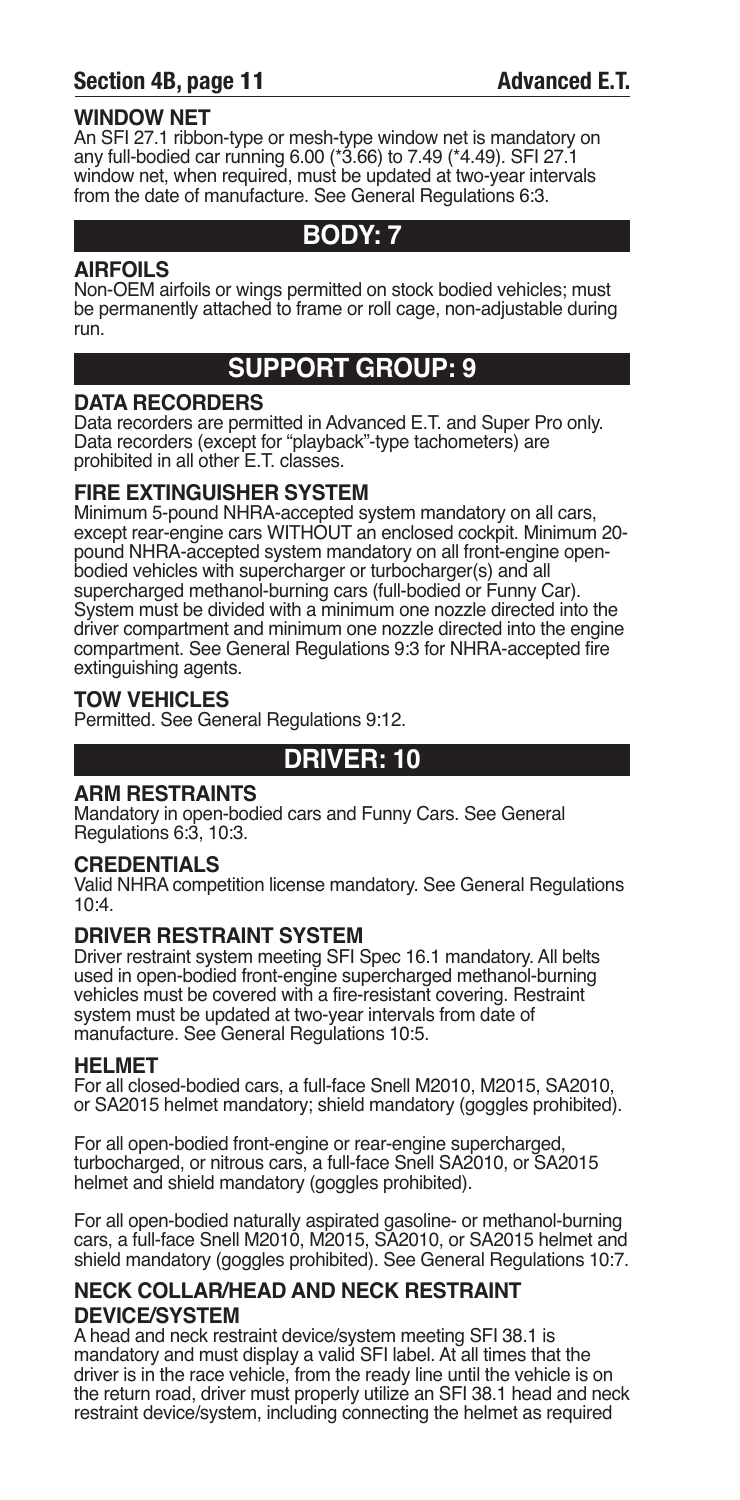#### WINDOW NET
An SFI 27.1 ribbon-type or mesh-type window net is mandatory on any full-bodied car running 6.00 (*3.66) to 7.49 (*4.49). SFI 27.1 window net, when required, must be updated at two-year intervals from the date of manufacture. See General Regulations 6:3.

## BODY: 7

#### AIRFOILS
Non-OEM airfoils or wings permitted on stock bodied vehicles; must be permanently attached to frame or roll cage, non-adjustable during run.

## SUPPORT GROUP: 9

#### DATA RECORDERS
Data recorders are permitted in Advanced E.T. and Super Pro only. Data recorders (except for "playback"-type tachometers) are prohibited in all other E.T. classes.

#### FIRE EXTINGUISHER SYSTEM
Minimum 5-pound NHRA-accepted system mandatory on all cars, except rear-engine cars WITHOUT an enclosed cockpit. Minimum 20-pound NHRA-accepted system mandatory on all front-engine open-bodied vehicles with supercharger or turbocharger(s) and all supercharged methanol-burning cars (full-bodied or Funny Car). System must be divided with a minimum one nozzle directed into the driver compartment and minimum one nozzle directed into the engine compartment. See General Regulations 9:3 for NHRA-accepted fire extinguishing agents.

#### TOW VEHICLES
Permitted. See General Regulations 9:12.

## DRIVER: 10

#### ARM RESTRAINTS
Mandatory in open-bodied cars and Funny Cars. See General Regulations 6:3, 10:3.

#### CREDENTIALS
Valid NHRA competition license mandatory. See General Regulations 10:4.

#### DRIVER RESTRAINT SYSTEM
Driver restraint system meeting SFI Spec 16.1 mandatory. All belts used in open-bodied front-engine supercharged methanol-burning vehicles must be covered with a fire-resistant covering. Restraint system must be updated at two-year intervals from date of manufacture. See General Regulations 10:5.

#### HELMET
For all closed-bodied cars, a full-face Snell M2010, M2015, SA2010, or SA2015 helmet mandatory; shield mandatory (goggles prohibited).

For all open-bodied front-engine or rear-engine supercharged, turbocharged, or nitrous cars, a full-face Snell SA2010, or SA2015 helmet and shield mandatory (goggles prohibited).

For all open-bodied naturally aspirated gasoline- or methanol-burning cars, a full-face Snell M2010, M2015, SA2010, or SA2015 helmet and shield mandatory (goggles prohibited). See General Regulations 10:7.

#### NECK COLLAR/HEAD AND NECK RESTRAINT DEVICE/SYSTEM
A head and neck restraint device/system meeting SFI 38.1 is mandatory and must display a valid SFI label. At all times that the driver is in the race vehicle, from the ready line until the vehicle is on the return road, driver must properly utilize an SFI 38.1 head and neck restraint device/system, including connecting the helmet as required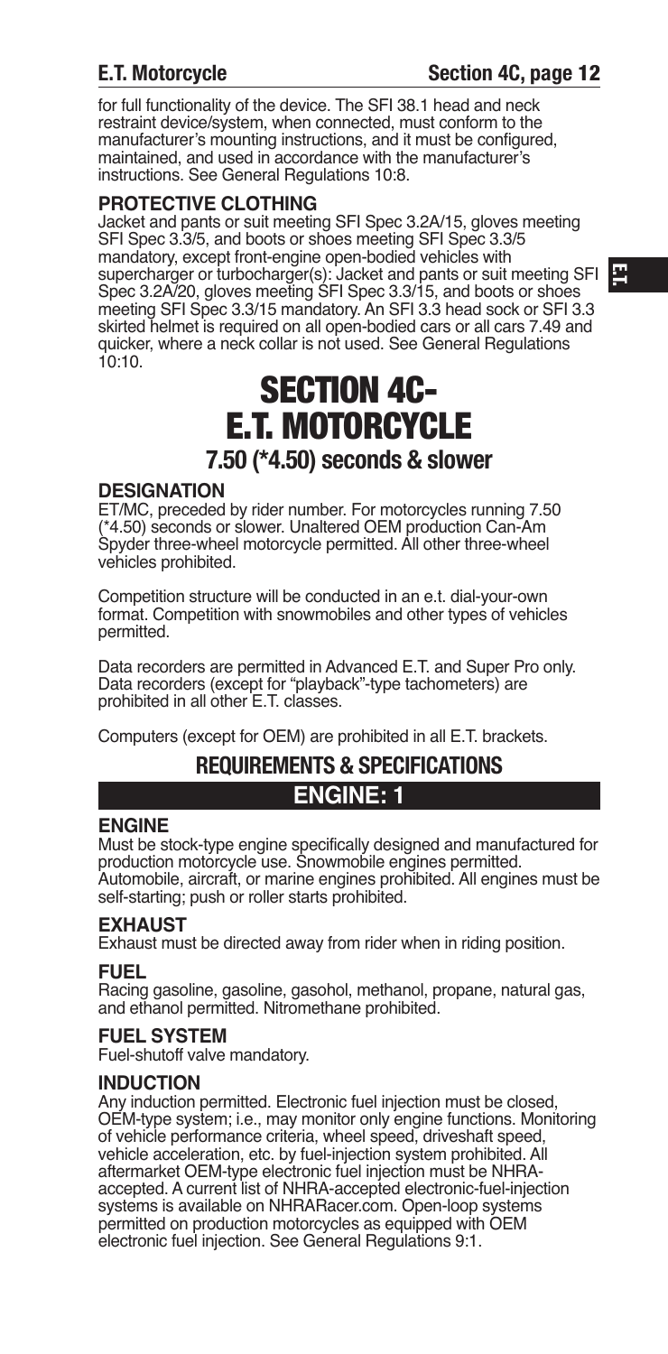for full functionality of the device. The SFI 38.1 head and neck restraint device/system, when connected, must conform to the manufacturer's mounting instructions, and it must be configured, maintained, and used in accordance with the manufacturer's instructions. See General Regulations 10:8.

### PROTECTIVE CLOTHING

Jacket and pants or suit meeting SFI Spec 3.2A/15, gloves meeting SFI Spec 3.3/5, and boots or shoes meeting SFI Spec 3.3/5 mandatory, except front-engine open-bodied vehicles with supercharger or turbocharger(s): Jacket and pants or suit meeting SFI Spec 3.2A/20, gloves meeting SFI Spec 3.3/15, and boots or shoes meeting SFI Spec 3.3/15 mandatory. An SFI 3.3 head sock or SFI 3.3 skirted helmet is required on all open-bodied cars or all cars 7.49 and quicker, where a neck collar is not used. See General Regulations 10:10.

# SECTION 4C-
# E.T. MOTORCYCLE

## 7.50 (*4.50) seconds & slower

### DESIGNATION

ET/MC, preceded by rider number. For motorcycles running 7.50 (*4.50) seconds or slower. Unaltered OEM production Can-Am Spyder three-wheel motorcycle permitted. All other three-wheel vehicles prohibited.

Competition structure will be conducted in an e.t. dial-your-own format. Competition with snowmobiles and other types of vehicles permitted.

Data recorders are permitted in Advanced E.T. and Super Pro only. Data recorders (except for "playback"-type tachometers) are prohibited in all other E.T. classes.

Computers (except for OEM) are prohibited in all E.T. brackets.

## REQUIREMENTS & SPECIFICATIONS

## ENGINE: 1

### ENGINE

Must be stock-type engine specifically designed and manufactured for production motorcycle use. Snowmobile engines permitted. Automobile, aircraft, or marine engines prohibited. All engines must be self-starting; push or roller starts prohibited.

### EXHAUST

Exhaust must be directed away from rider when in riding position.

### FUEL

Racing gasoline, gasoline, gasohol, methanol, propane, natural gas, and ethanol permitted. Nitromethane prohibited.

### FUEL SYSTEM

Fuel-shutoff valve mandatory.

### INDUCTION

Any induction permitted. Electronic fuel injection must be closed, OEM-type system; i.e., may monitor only engine functions. Monitoring of vehicle performance criteria, wheel speed, driveshaft speed, vehicle acceleration, etc. by fuel-injection system prohibited. All aftermarket OEM-type electronic fuel injection must be NHRA-accepted. A current list of NHRA-accepted electronic-fuel-injection systems is available on NHRARacer.com. Open-loop systems permitted on production motorcycles as equipped with OEM electronic fuel injection. See General Regulations 9:1.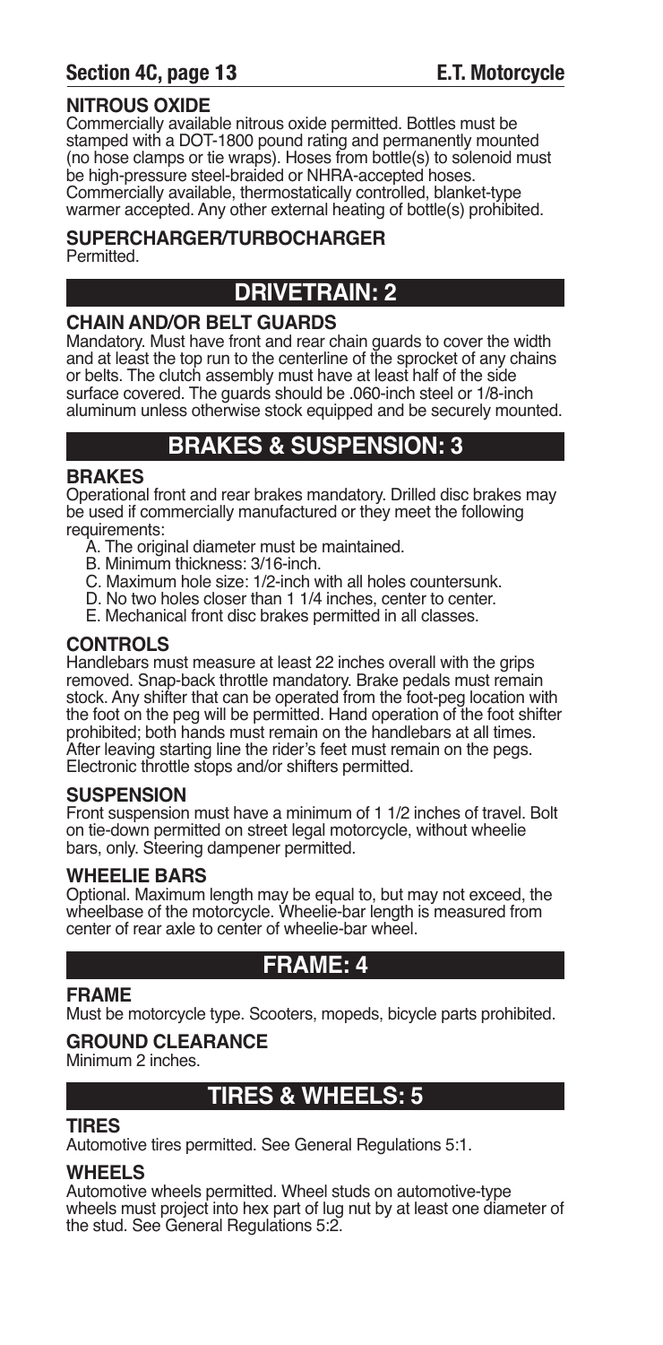## NITROUS OXIDE

Commercially available nitrous oxide permitted. Bottles must be stamped with a DOT-1800 pound rating and permanently mounted (no hose clamps or tie wraps). Hoses from bottle(s) to solenoid must be high-pressure steel-braided or NHRA-accepted hoses. Commercially available, thermostatically controlled, blanket-type warmer accepted. Any other external heating of bottle(s) prohibited.

## SUPERCHARGER/TURBOCHARGER

Permitted.

# DRIVETRAIN: 2

## CHAIN AND/OR BELT GUARDS

Mandatory. Must have front and rear chain guards to cover the width and at least the top run to the centerline of the sprocket of any chains or belts. The clutch assembly must have at least half of the side surface covered. The guards should be .060-inch steel or 1/8-inch aluminum unless otherwise stock equipped and be securely mounted.

# BRAKES & SUSPENSION: 3

## BRAKES

Operational front and rear brakes mandatory. Drilled disc brakes may be used if commercially manufactured or they meet the following requirements:

A. The original diameter must be maintained.
B. Minimum thickness: 3/16-inch.
C. Maximum hole size: 1/2-inch with all holes countersunk.
D. No two holes closer than 1 1/4 inches, center to center.
E. Mechanical front disc brakes permitted in all classes.

## CONTROLS

Handlebars must measure at least 22 inches overall with the grips removed. Snap-back throttle mandatory. Brake pedals must remain stock. Any shifter that can be operated from the foot-peg location with the foot on the peg will be permitted. Hand operation of the foot shifter prohibited; both hands must remain on the handlebars at all times. After leaving starting line the rider's feet must remain on the pegs. Electronic throttle stops and/or shifters permitted.

## SUSPENSION

Front suspension must have a minimum of 1 1/2 inches of travel. Bolt on tie-down permitted on street legal motorcycle, without wheelie bars, only. Steering dampener permitted.

## WHEELIE BARS

Optional. Maximum length may be equal to, but may not exceed, the wheelbase of the motorcycle. Wheelie-bar length is measured from center of rear axle to center of wheelie-bar wheel.

# FRAME: 4

## FRAME

Must be motorcycle type. Scooters, mopeds, bicycle parts prohibited.

## GROUND CLEARANCE

Minimum 2 inches.

# TIRES & WHEELS: 5

## TIRES

Automotive tires permitted. See General Regulations 5:1.

## WHEELS

Automotive wheels permitted. Wheel studs on automotive-type wheels must project into hex part of lug nut by at least one diameter of the stud. See General Regulations 5:2.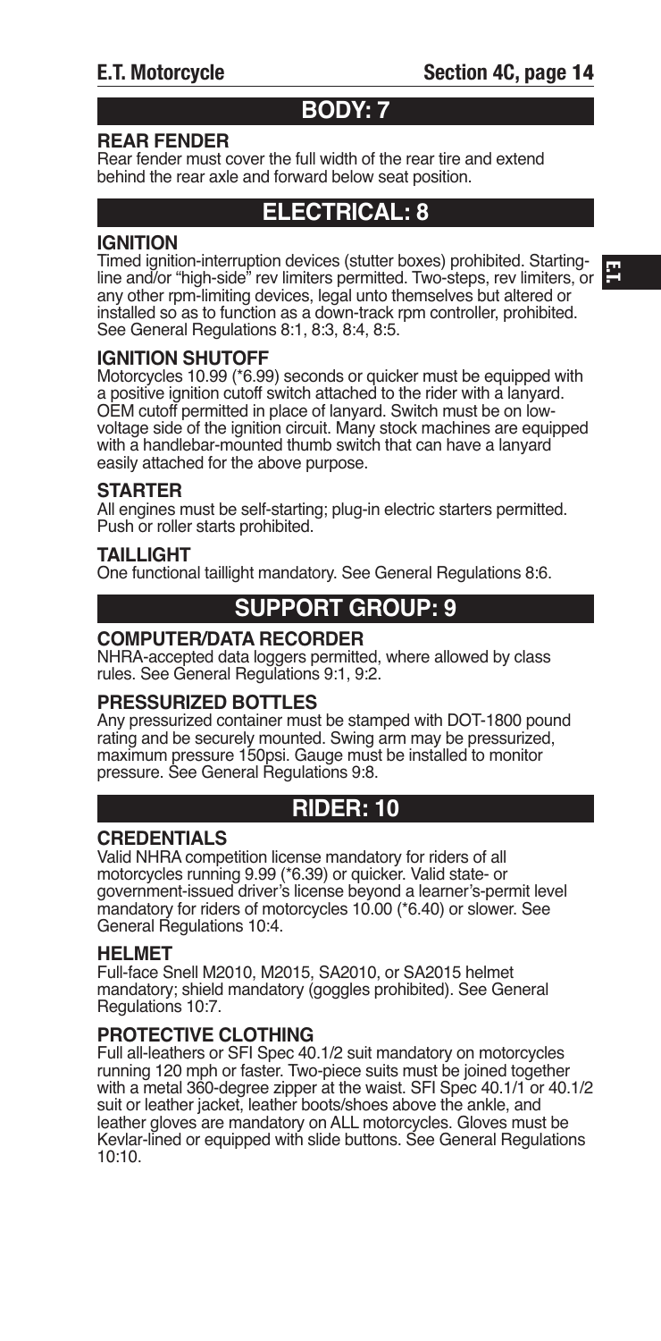## BODY: 7

### REAR FENDER

Rear fender must cover the full width of the rear tire and extend behind the rear axle and forward below seat position.

## ELECTRICAL: 8

### IGNITION

Timed ignition-interruption devices (stutter boxes) prohibited. Starting-line and/or "high-side" rev limiters permitted. Two-steps, rev limiters, or any other rpm-limiting devices, legal unto themselves but altered or installed so as to function as a down-track rpm controller, prohibited. See General Regulations 8:1, 8:3, 8:4, 8:5.

### IGNITION SHUTOFF

Motorcycles 10.99 (*6.99) seconds or quicker must be equipped with a positive ignition cutoff switch attached to the rider with a lanyard. OEM cutoff permitted in place of lanyard. Switch must be on low-voltage side of the ignition circuit. Many stock machines are equipped with a handlebar-mounted thumb switch that can have a lanyard easily attached for the above purpose.

### STARTER

All engines must be self-starting; plug-in electric starters permitted. Push or roller starts prohibited.

### TAILLIGHT

One functional taillight mandatory. See General Regulations 8:6.

## SUPPORT GROUP: 9

### COMPUTER/DATA RECORDER

NHRA-accepted data loggers permitted, where allowed by class rules. See General Regulations 9:1, 9:2.

### PRESSURIZED BOTTLES

Any pressurized container must be stamped with DOT-1800 pound rating and be securely mounted. Swing arm may be pressurized, maximum pressure 150psi. Gauge must be installed to monitor pressure. See General Regulations 9:8.

## RIDER: 10

### CREDENTIALS

Valid NHRA competition license mandatory for riders of all motorcycles running 9.99 (*6.39) or quicker. Valid state- or government-issued driver's license beyond a learner's-permit level mandatory for riders of motorcycles 10.00 (*6.40) or slower. See General Regulations 10:4.

### HELMET

Full-face Snell M2010, M2015, SA2010, or SA2015 helmet mandatory; shield mandatory (goggles prohibited). See General Regulations 10:7.

### PROTECTIVE CLOTHING

Full all-leathers or SFI Spec 40.1/2 suit mandatory on motorcycles running 120 mph or faster. Two-piece suits must be joined together with a metal 360-degree zipper at the waist. SFI Spec 40.1/1 or 40.1/2 suit or leather jacket, leather boots/shoes above the ankle, and leather gloves are mandatory on ALL motorcycles. Gloves must be Kevlar-lined or equipped with slide buttons. See General Regulations 10:10.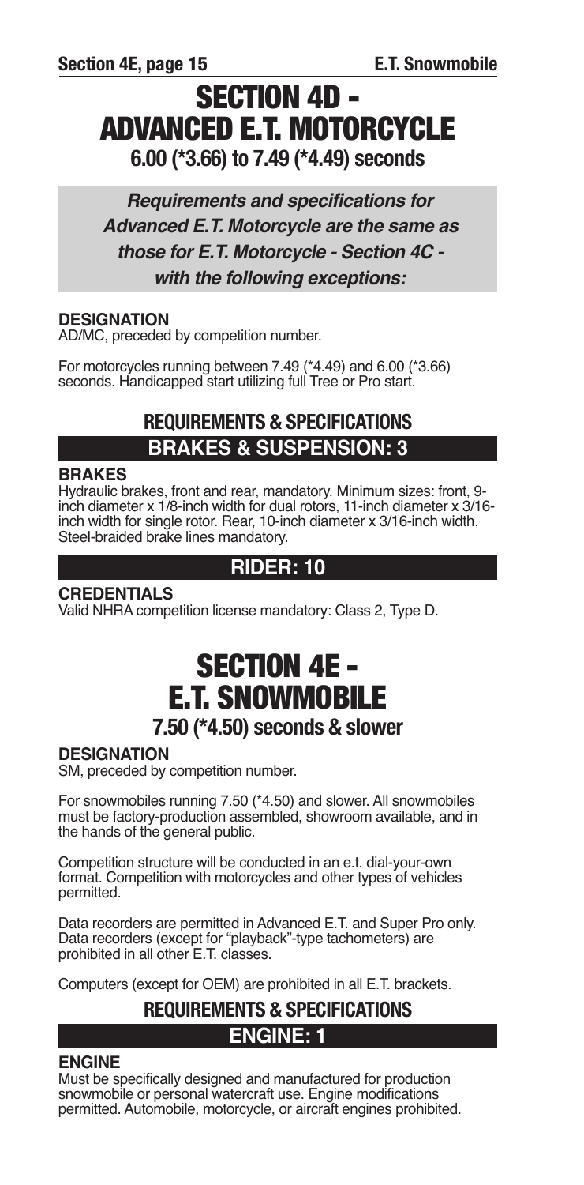# SECTION 4D - ADVANCED E.T. MOTORCYCLE

## 6.00 (*3.66) to 7.49 (*4.49) seconds

***Requirements and specifications for Advanced E.T. Motorcycle are the same as those for E.T. Motorcycle - Section 4C - with the following exceptions:***

**DESIGNATION**
AD/MC, preceded by competition number.

For motorcycles running between 7.49 (*4.49) and 6.00 (*3.66) seconds. Handicapped start utilizing full Tree or Pro start.

## REQUIREMENTS & SPECIFICATIONS

### BRAKES & SUSPENSION: 3

**BRAKES**
Hydraulic brakes, front and rear, mandatory. Minimum sizes: front, 9-inch diameter x 1/8-inch width for dual rotors, 11-inch diameter x 3/16-inch width for single rotor. Rear, 10-inch diameter x 3/16-inch width. Steel-braided brake lines mandatory.

### RIDER: 10

**CREDENTIALS**
Valid NHRA competition license mandatory: Class 2, Type D.

# SECTION 4E - E.T. SNOWMOBILE

## 7.50 (*4.50) seconds & slower

**DESIGNATION**
SM, preceded by competition number.

For snowmobiles running 7.50 (*4.50) and slower. All snowmobiles must be factory-production assembled, showroom available, and in the hands of the general public.

Competition structure will be conducted in an e.t. dial-your-own format. Competition with motorcycles and other types of vehicles permitted.

Data recorders are permitted in Advanced E.T. and Super Pro only. Data recorders (except for "playback"-type tachometers) are prohibited in all other E.T. classes.

Computers (except for OEM) are prohibited in all E.T. brackets.

## REQUIREMENTS & SPECIFICATIONS

### ENGINE: 1

**ENGINE**
Must be specifically designed and manufactured for production snowmobile or personal watercraft use. Engine modifications permitted. Automobile, motorcycle, or aircraft engines prohibited.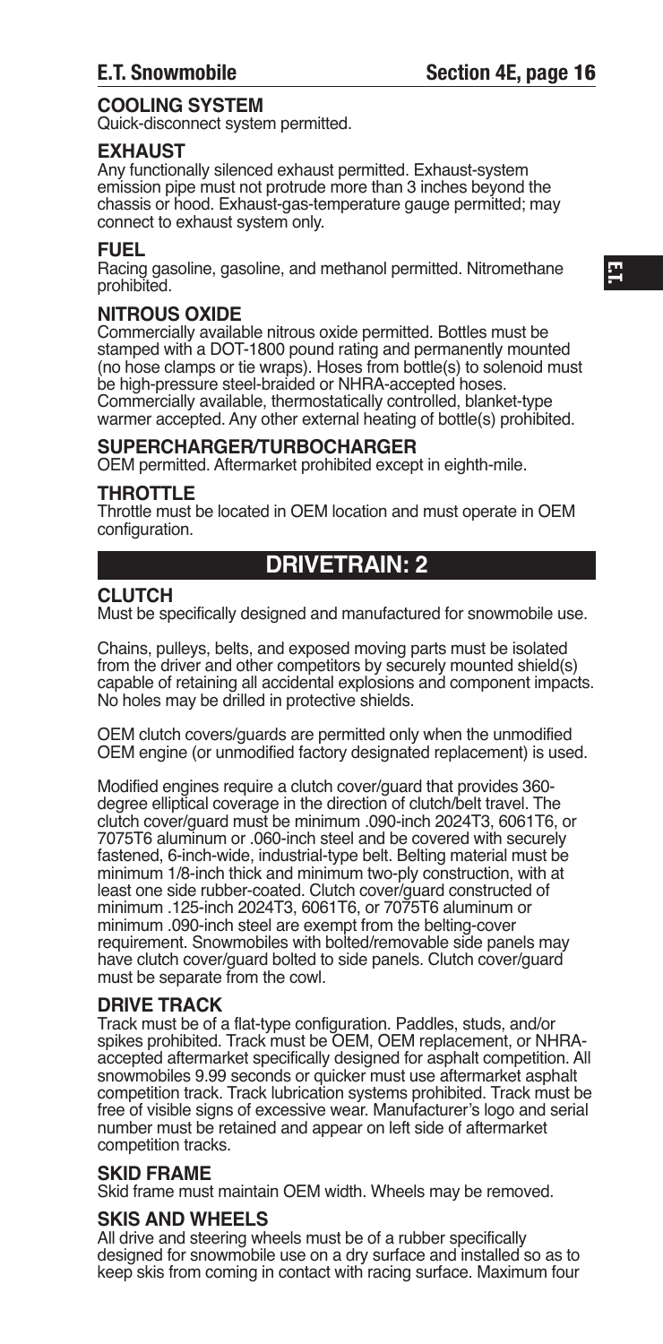## COOLING SYSTEM

Quick-disconnect system permitted.

## EXHAUST

Any functionally silenced exhaust permitted. Exhaust-system emission pipe must not protrude more than 3 inches beyond the chassis or hood. Exhaust-gas-temperature gauge permitted; may connect to exhaust system only.

## FUEL

Racing gasoline, gasoline, and methanol permitted. Nitromethane prohibited.

## NITROUS OXIDE

Commercially available nitrous oxide permitted. Bottles must be stamped with a DOT-1800 pound rating and permanently mounted (no hose clamps or tie wraps). Hoses from bottle(s) to solenoid must be high-pressure steel-braided or NHRA-accepted hoses. Commercially available, thermostatically controlled, blanket-type warmer accepted. Any other external heating of bottle(s) prohibited.

## SUPERCHARGER/TURBOCHARGER

OEM permitted. Aftermarket prohibited except in eighth-mile.

## THROTTLE

Throttle must be located in OEM location and must operate in OEM configuration.

# DRIVETRAIN: 2

## CLUTCH

Must be specifically designed and manufactured for snowmobile use.

Chains, pulleys, belts, and exposed moving parts must be isolated from the driver and other competitors by securely mounted shield(s) capable of retaining all accidental explosions and component impacts. No holes may be drilled in protective shields.

OEM clutch covers/guards are permitted only when the unmodified OEM engine (or unmodified factory designated replacement) is used.

Modified engines require a clutch cover/guard that provides 360-degree elliptical coverage in the direction of clutch/belt travel. The clutch cover/guard must be minimum .090-inch 2024T3, 6061T6, or 7075T6 aluminum or .060-inch steel and be covered with securely fastened, 6-inch-wide, industrial-type belt. Belting material must be minimum 1/8-inch thick and minimum two-ply construction, with at least one side rubber-coated. Clutch cover/guard constructed of minimum .125-inch 2024T3, 6061T6, or 7075T6 aluminum or minimum .090-inch steel are exempt from the belting-cover requirement. Snowmobiles with bolted/removable side panels may have clutch cover/guard bolted to side panels. Clutch cover/guard must be separate from the cowl.

## DRIVE TRACK

Track must be of a flat-type configuration. Paddles, studs, and/or spikes prohibited. Track must be OEM, OEM replacement, or NHRA-accepted aftermarket specifically designed for asphalt competition. All snowmobiles 9.99 seconds or quicker must use aftermarket asphalt competition track. Track lubrication systems prohibited. Track must be free of visible signs of excessive wear. Manufacturer's logo and serial number must be retained and appear on left side of aftermarket competition tracks.

## SKID FRAME

Skid frame must maintain OEM width. Wheels may be removed.

## SKIS AND WHEELS

All drive and steering wheels must be of a rubber specifically designed for snowmobile use on a dry surface and installed so as to keep skis from coming in contact with racing surface. Maximum four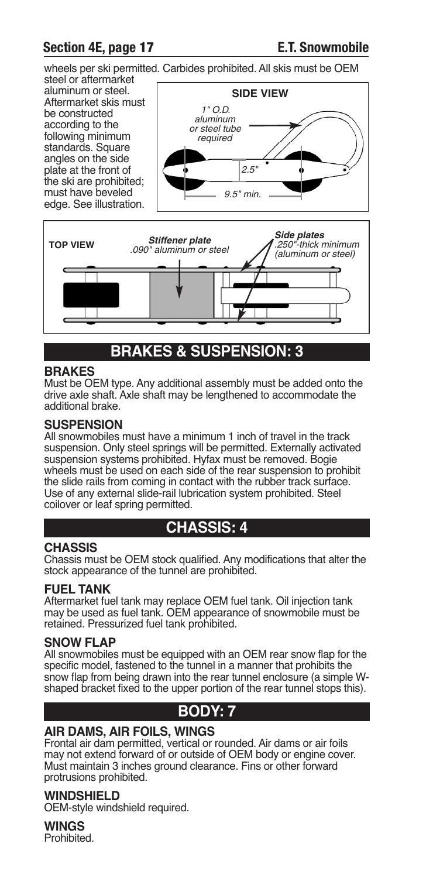wheels per ski permitted. Carbides prohibited. All skis must be OEM steel or aftermarket aluminum or steel. Aftermarket skis must be constructed according to the following minimum standards. Square angles on the side plate at the front of the ski are prohibited; must have beveled edge. See illustration.

**SIDE VIEW**

*1" O.D. aluminum or steel tube required*

*2.5"*

*9.5" min.*

**TOP VIEW**

*Stiffener plate .090" aluminum or steel*

*Side plates .250"-thick minimum (aluminum or steel)*

## BRAKES & SUSPENSION: 3

### BRAKES

Must be OEM type. Any additional assembly must be added onto the drive axle shaft. Axle shaft may be lengthened to accommodate the additional brake.

### SUSPENSION

All snowmobiles must have a minimum 1 inch of travel in the track suspension. Only steel springs will be permitted. Externally activated suspension systems prohibited. Hyfax must be removed. Bogie wheels must be used on each side of the rear suspension to prohibit the slide rails from coming in contact with the rubber track surface. Use of any external slide-rail lubrication system prohibited. Steel coilover or leaf spring permitted.

## CHASSIS: 4

### CHASSIS

Chassis must be OEM stock qualified. Any modifications that alter the stock appearance of the tunnel are prohibited.

### FUEL TANK

Aftermarket fuel tank may replace OEM fuel tank. Oil injection tank may be used as fuel tank. OEM appearance of snowmobile must be retained. Pressurized fuel tank prohibited.

### SNOW FLAP

All snowmobiles must be equipped with an OEM rear snow flap for the specific model, fastened to the tunnel in a manner that prohibits the snow flap from being drawn into the rear tunnel enclosure (a simple W-shaped bracket fixed to the upper portion of the rear tunnel stops this).

## BODY: 7

### AIR DAMS, AIR FOILS, WINGS

Frontal air dam permitted, vertical or rounded. Air dams or air foils may not extend forward of or outside of OEM body or engine cover. Must maintain 3 inches ground clearance. Fins or other forward protrusions prohibited.

### WINDSHIELD

OEM-style windshield required.

### WINGS

Prohibited.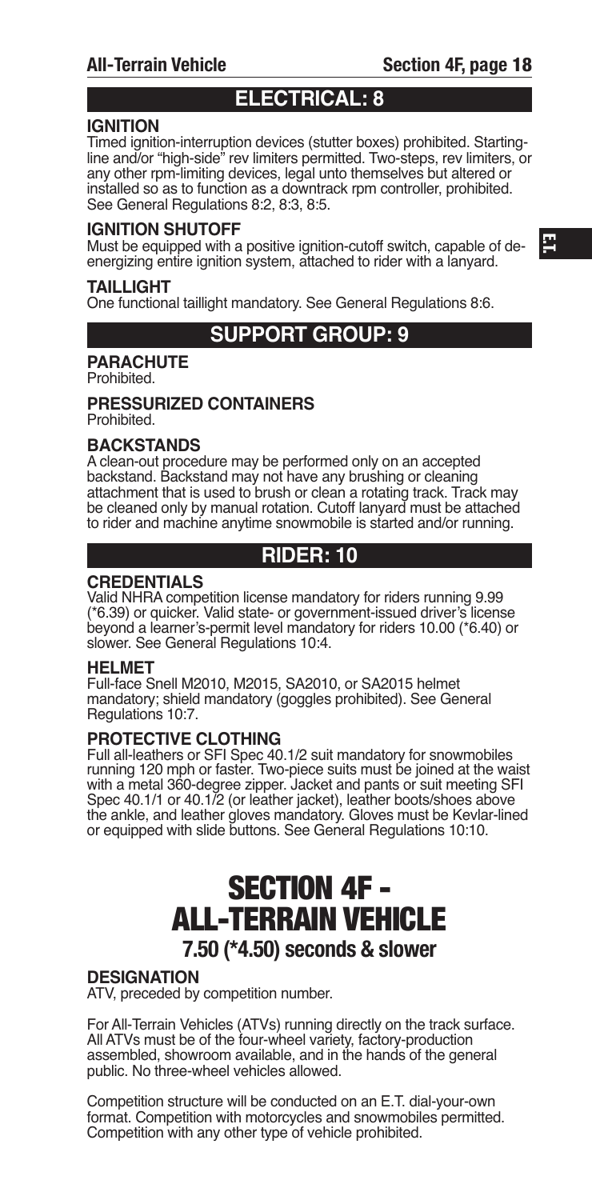## ELECTRICAL: 8

### IGNITION
Timed ignition-interruption devices (stutter boxes) prohibited. Starting-line and/or "high-side" rev limiters permitted. Two-steps, rev limiters, or any other rpm-limiting devices, legal unto themselves but altered or installed so as to function as a downtrack rpm controller, prohibited. See General Regulations 8:2, 8:3, 8:5.

### IGNITION SHUTOFF
Must be equipped with a positive ignition-cutoff switch, capable of de-energizing entire ignition system, attached to rider with a lanyard.

### TAILLIGHT
One functional taillight mandatory. See General Regulations 8:6.

## SUPPORT GROUP: 9

### PARACHUTE
Prohibited.

### PRESSURIZED CONTAINERS
Prohibited.

### BACKSTANDS
A clean-out procedure may be performed only on an accepted backstand. Backstand may not have any brushing or cleaning attachment that is used to brush or clean a rotating track. Track may be cleaned only by manual rotation. Cutoff lanyard must be attached to rider and machine anytime snowmobile is started and/or running.

## RIDER: 10

### CREDENTIALS
Valid NHRA competition license mandatory for riders running 9.99 (*6.39) or quicker. Valid state- or government-issued driver's license beyond a learner's-permit level mandatory for riders 10.00 (*6.40) or slower. See General Regulations 10:4.

### HELMET
Full-face Snell M2010, M2015, SA2010, or SA2015 helmet mandatory; shield mandatory (goggles prohibited). See General Regulations 10:7.

### PROTECTIVE CLOTHING
Full all-leathers or SFI Spec 40.1/2 suit mandatory for snowmobiles running 120 mph or faster. Two-piece suits must be joined at the waist with a metal 360-degree zipper. Jacket and pants or suit meeting SFI Spec 40.1/1 or 40.1/2 (or leather jacket), leather boots/shoes above the ankle, and leather gloves mandatory. Gloves must be Kevlar-lined or equipped with slide buttons. See General Regulations 10:10.

# SECTION 4F - ALL-TERRAIN VEHICLE

**7.50 (*4.50) seconds & slower**

### DESIGNATION
ATV, preceded by competition number.

For All-Terrain Vehicles (ATVs) running directly on the track surface. All ATVs must be of the four-wheel variety, factory-production assembled, showroom available, and in the hands of the general public. No three-wheel vehicles allowed.

Competition structure will be conducted on an E.T. dial-your-own format. Competition with motorcycles and snowmobiles permitted. Competition with any other type of vehicle prohibited.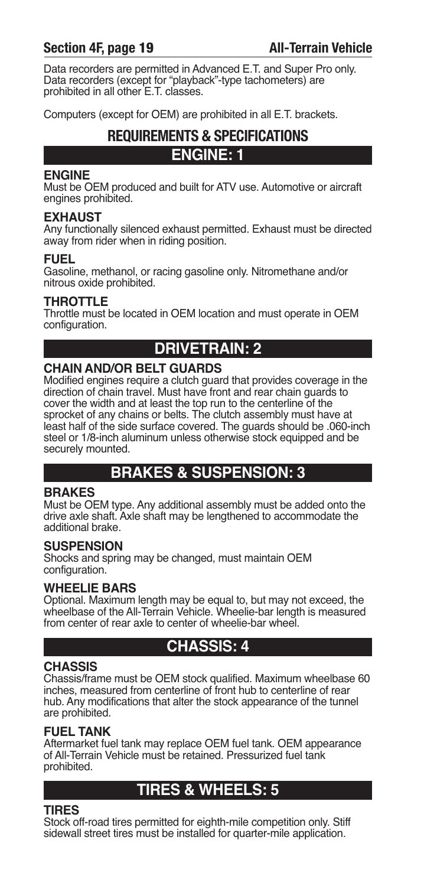Data recorders are permitted in Advanced E.T. and Super Pro only. Data recorders (except for "playback"-type tachometers) are prohibited in all other E.T. classes.

Computers (except for OEM) are prohibited in all E.T. brackets.

# REQUIREMENTS & SPECIFICATIONS

## ENGINE: 1

### ENGINE

Must be OEM produced and built for ATV use. Automotive or aircraft engines prohibited.

### EXHAUST

Any functionally silenced exhaust permitted. Exhaust must be directed away from rider when in riding position.

### FUEL

Gasoline, methanol, or racing gasoline only. Nitromethane and/or nitrous oxide prohibited.

### THROTTLE

Throttle must be located in OEM location and must operate in OEM configuration.

## DRIVETRAIN: 2

### CHAIN AND/OR BELT GUARDS

Modified engines require a clutch guard that provides coverage in the direction of chain travel. Must have front and rear chain guards to cover the width and at least the top run to the centerline of the sprocket of any chains or belts. The clutch assembly must have at least half of the side surface covered. The guards should be .060-inch steel or 1/8-inch aluminum unless otherwise stock equipped and be securely mounted.

## BRAKES & SUSPENSION: 3

### BRAKES

Must be OEM type. Any additional assembly must be added onto the drive axle shaft. Axle shaft may be lengthened to accommodate the additional brake.

### SUSPENSION

Shocks and spring may be changed, must maintain OEM configuration.

### WHEELIE BARS

Optional. Maximum length may be equal to, but may not exceed, the wheelbase of the All-Terrain Vehicle. Wheelie-bar length is measured from center of rear axle to center of wheelie-bar wheel.

## CHASSIS: 4

### CHASSIS

Chassis/frame must be OEM stock qualified. Maximum wheelbase 60 inches, measured from centerline of front hub to centerline of rear hub. Any modifications that alter the stock appearance of the tunnel are prohibited.

### FUEL TANK

Aftermarket fuel tank may replace OEM fuel tank. OEM appearance of All-Terrain Vehicle must be retained. Pressurized fuel tank prohibited.

## TIRES & WHEELS: 5

### TIRES

Stock off-road tires permitted for eighth-mile competition only. Stiff sidewall street tires must be installed for quarter-mile application.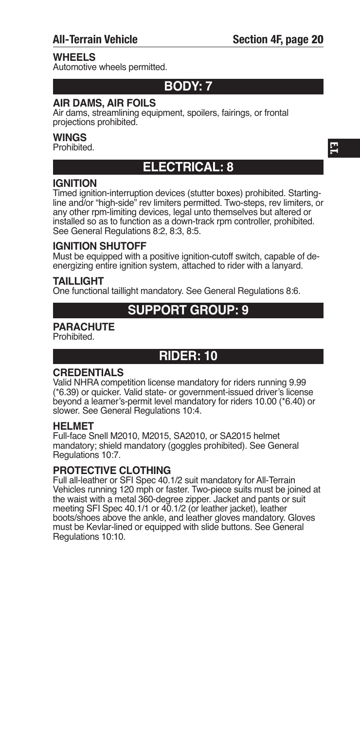### WHEELS
Automotive wheels permitted.

## BODY: 7

### AIR DAMS, AIR FOILS
Air dams, streamlining equipment, spoilers, fairings, or frontal projections prohibited.

### WINGS
Prohibited.

## ELECTRICAL: 8

### IGNITION
Timed ignition-interruption devices (stutter boxes) prohibited. Starting-line and/or "high-side" rev limiters permitted. Two-steps, rev limiters, or any other rpm-limiting devices, legal unto themselves but altered or installed so as to function as a down-track rpm controller, prohibited. See General Regulations 8:2, 8:3, 8:5.

### IGNITION SHUTOFF
Must be equipped with a positive ignition-cutoff switch, capable of de-energizing entire ignition system, attached to rider with a lanyard.

### TAILLIGHT
One functional taillight mandatory. See General Regulations 8:6.

## SUPPORT GROUP: 9

### PARACHUTE
Prohibited.

## RIDER: 10

### CREDENTIALS
Valid NHRA competition license mandatory for riders running 9.99 (*6.39) or quicker. Valid state- or government-issued driver's license beyond a learner's-permit level mandatory for riders 10.00 (*6.40) or slower. See General Regulations 10:4.

### HELMET
Full-face Snell M2010, M2015, SA2010, or SA2015 helmet mandatory; shield mandatory (goggles prohibited). See General Regulations 10:7.

### PROTECTIVE CLOTHING
Full all-leather or SFI Spec 40.1/2 suit mandatory for All-Terrain Vehicles running 120 mph or faster. Two-piece suits must be joined at the waist with a metal 360-degree zipper. Jacket and pants or suit meeting SFI Spec 40.1/1 or 40.1/2 (or leather jacket), leather boots/shoes above the ankle, and leather gloves mandatory. Gloves must be Kevlar-lined or equipped with slide buttons. See General Regulations 10:10.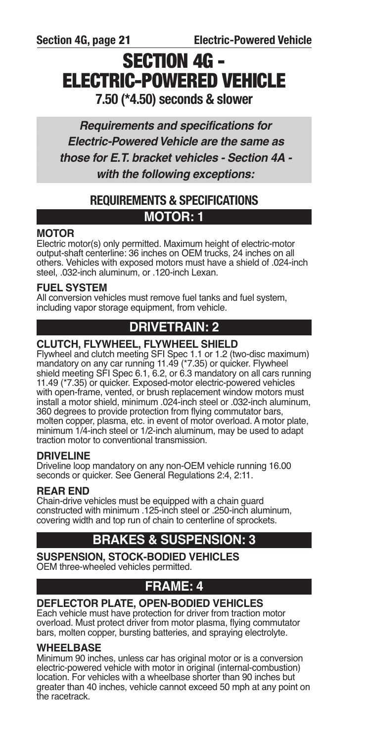# SECTION 4G - ELECTRIC-POWERED VEHICLE

**7.50 (*4.50) seconds & slower**

***Requirements and specifications for Electric-Powered Vehicle are the same as those for E.T. bracket vehicles - Section 4A - with the following exceptions:***

## REQUIREMENTS & SPECIFICATIONS

## MOTOR: 1

### MOTOR

Electric motor(s) only permitted. Maximum height of electric-motor output-shaft centerline: 36 inches on OEM trucks, 24 inches on all others. Vehicles with exposed motors must have a shield of .024-inch steel, .032-inch aluminum, or .120-inch Lexan.

### FUEL SYSTEM

All conversion vehicles must remove fuel tanks and fuel system, including vapor storage equipment, from vehicle.

## DRIVETRAIN: 2

### CLUTCH, FLYWHEEL, FLYWHEEL SHIELD

Flywheel and clutch meeting SFI Spec 1.1 or 1.2 (two-disc maximum) mandatory on any car running 11.49 (*7.35) or quicker. Flywheel shield meeting SFI Spec 6.1, 6.2, or 6.3 mandatory on all cars running 11.49 (*7.35) or quicker. Exposed-motor electric-powered vehicles with open-frame, vented, or brush replacement window motors must install a motor shield, minimum .024-inch steel or .032-inch aluminum, 360 degrees to provide protection from flying commutator bars, molten copper, plasma, etc. in event of motor overload. A motor plate, minimum 1/4-inch steel or 1/2-inch aluminum, may be used to adapt traction motor to conventional transmission.

### DRIVELINE

Driveline loop mandatory on any non-OEM vehicle running 16.00 seconds or quicker. See General Regulations 2:4, 2:11.

### REAR END

Chain-drive vehicles must be equipped with a chain guard constructed with minimum .125-inch steel or .250-inch aluminum, covering width and top run of chain to centerline of sprockets.

## BRAKES & SUSPENSION: 3

### SUSPENSION, STOCK-BODIED VEHICLES

OEM three-wheeled vehicles permitted.

## FRAME: 4

### DEFLECTOR PLATE, OPEN-BODIED VEHICLES

Each vehicle must have protection for driver from traction motor overload. Must protect driver from motor plasma, flying commutator bars, molten copper, bursting batteries, and spraying electrolyte.

### WHEELBASE

Minimum 90 inches, unless car has original motor or is a conversion electric-powered vehicle with motor in original (internal-combustion) location. For vehicles with a wheelbase shorter than 90 inches but greater than 40 inches, vehicle cannot exceed 50 mph at any point on the racetrack.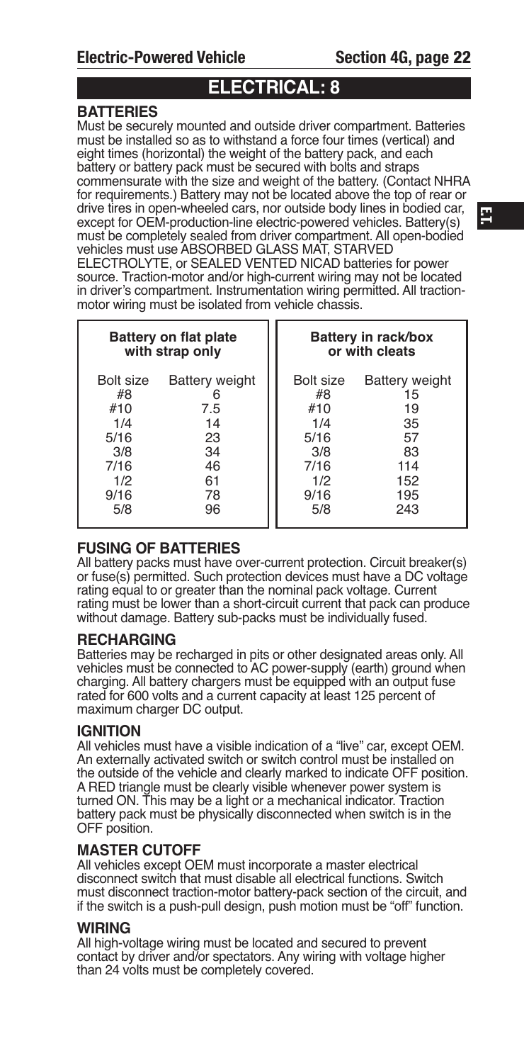## ELECTRICAL: 8

### BATTERIES

Must be securely mounted and outside driver compartment. Batteries must be installed so as to withstand a force four times (vertical) and eight times (horizontal) the weight of the battery pack, and each battery or battery pack must be secured with bolts and straps commensurate with the size and weight of the battery. (Contact NHRA for requirements.) Battery may not be located above the top of rear or drive tires in open-wheeled cars, nor outside body lines in bodied car, except for OEM-production-line electric-powered vehicles. Battery(s) must be completely sealed from driver compartment. All open-bodied vehicles must use ABSORBED GLASS MAT, STARVED ELECTROLYTE, or SEALED VENTED NICAD batteries for power source. Traction-motor and/or high-current wiring may not be located in driver's compartment. Instrumentation wiring permitted. All traction-motor wiring must be isolated from vehicle chassis.

| Battery on flat plate with strap only | | Battery in rack/box or with cleats | |
|---|---|---|---|
| Bolt size | Battery weight | Bolt size | Battery weight |
| #8 | 6 | #8 | 15 |
| #10 | 7.5 | #10 | 19 |
| 1/4 | 14 | 1/4 | 35 |
| 5/16 | 23 | 5/16 | 57 |
| 3/8 | 34 | 3/8 | 83 |
| 7/16 | 46 | 7/16 | 114 |
| 1/2 | 61 | 1/2 | 152 |
| 9/16 | 78 | 9/16 | 195 |
| 5/8 | 96 | 5/8 | 243 |

### FUSING OF BATTERIES

All battery packs must have over-current protection. Circuit breaker(s) or fuse(s) permitted. Such protection devices must have a DC voltage rating equal to or greater than the nominal pack voltage. Current rating must be lower than a short-circuit current that pack can produce without damage. Battery sub-packs must be individually fused.

### RECHARGING

Batteries may be recharged in pits or other designated areas only. All vehicles must be connected to AC power-supply (earth) ground when charging. All battery chargers must be equipped with an output fuse rated for 600 volts and a current capacity at least 125 percent of maximum charger DC output.

### IGNITION

All vehicles must have a visible indication of a "live" car, except OEM. An externally activated switch or switch control must be installed on the outside of the vehicle and clearly marked to indicate OFF position. A RED triangle must be clearly visible whenever power system is turned ON. This may be a light or a mechanical indicator. Traction battery pack must be physically disconnected when switch is in the OFF position.

### MASTER CUTOFF

All vehicles except OEM must incorporate a master electrical disconnect switch that must disable all electrical functions. Switch must disconnect traction-motor battery-pack section of the circuit, and if the switch is a push-pull design, push motion must be "off" function.

### WIRING

All high-voltage wiring must be located and secured to prevent contact by driver and/or spectators. Any wiring with voltage higher than 24 volts must be completely covered.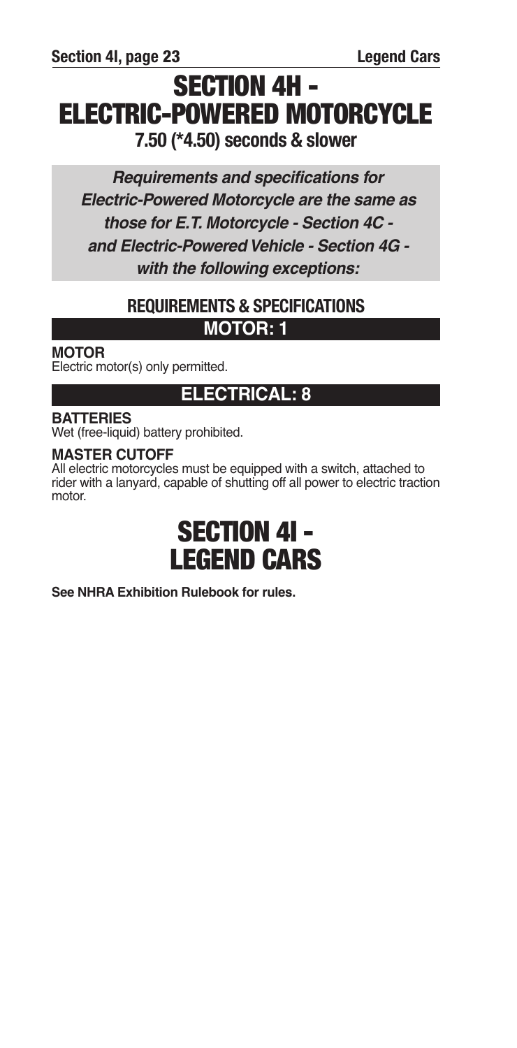# SECTION 4H - ELECTRIC-POWERED MOTORCYCLE

**7.50 (*4.50) seconds & slower**

***Requirements and specifications for Electric-Powered Motorcycle are the same as those for E.T. Motorcycle - Section 4C - and Electric-Powered Vehicle - Section 4G - with the following exceptions:***

## REQUIREMENTS & SPECIFICATIONS

### MOTOR: 1

**MOTOR**
Electric motor(s) only permitted.

### ELECTRICAL: 8

**BATTERIES**
Wet (free-liquid) battery prohibited.

**MASTER CUTOFF**
All electric motorcycles must be equipped with a switch, attached to rider with a lanyard, capable of shutting off all power to electric traction motor.

# SECTION 4I - LEGEND CARS

**See NHRA Exhibition Rulebook for rules.**